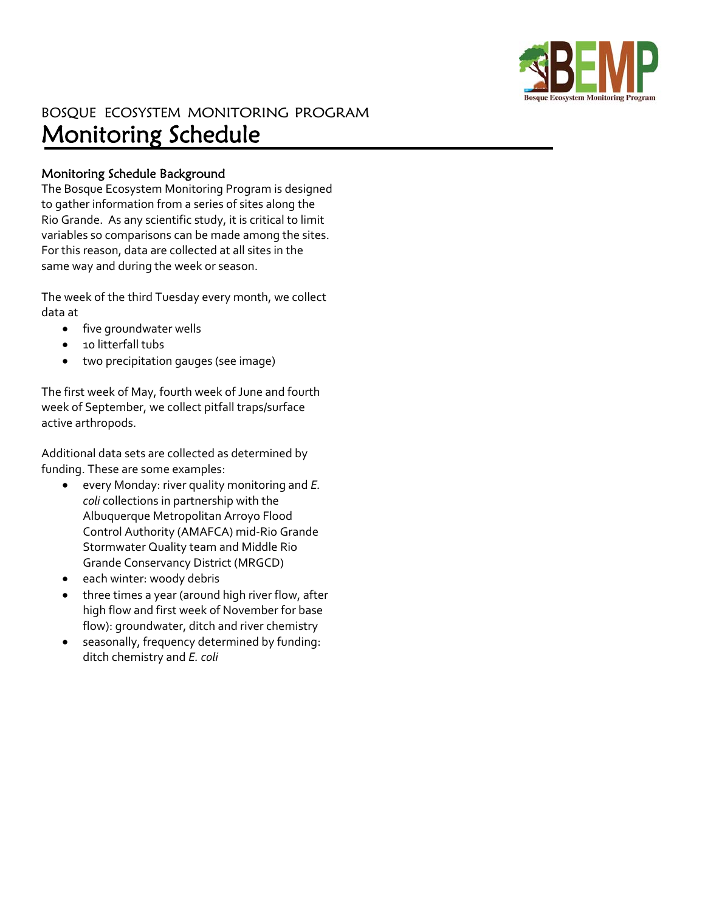# BOSQUE ECOSYSTEM MONITORING PROGRAM

# Monitoring Schedule

## Monitoring Schedule Background

The Bosque Ecosystem Monitoring Program is designed to gather information from a series of sites along the Rio Grande. As any scientific study, it is critical to limit variables so comparisons can be made among the sites. For this reason, data are collected at all sites in the same way and during the week or season.

The week of the third Tuesday every month, we collect data at

- five groundwater wells
- 10 litterfall tubs
- two precipitation gauges (see image)

The first week of May, fourth week of June and fourth week of September, we collect pitfall traps/surface active arthropods.

Additional data sets are collected as determined by funding. These are some examples:

- every Monday: river quality monitoring and *E. coli* collections in partnership with the Albuquerque Metropolitan Arroyo Flood Control Authority (AMAFCA) mid-Rio Grande Stormwater Quality team and Middle Rio Grande Conservancy District (MRGCD)
- each winter: woody debris
- three times a year (around high river flow, after high flow and first week of November for base flow): groundwater, ditch and river chemistry
- seasonally, frequency determined by funding: ditch chemistry and *E. coli*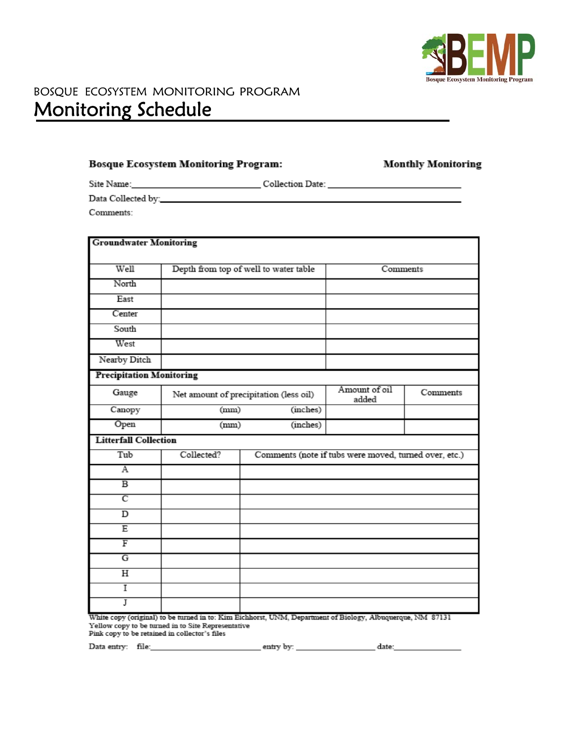BOSQUE ECOSYSTEM MONITORING PROGRAM

# Monitoring Schedule

**Bosque Ecosystem Monitoring Program:** **Monthly Monitoring**

Site Name:\_\_\_\_\_\_\_\_\_\_\_\_\_\_\_\_\_\_\_\_\_\_\_\_\_\_ Collection Date: \_\_\_\_\_\_\_\_\_\_\_\_\_\_\_\_\_\_\_\_\_\_\_\_\_\_\_

Data Collected by:\_\_\_\_\_\_\_\_\_\_\_\_\_\_\_\_\_\_\_\_\_\_\_\_\_\_\_\_\_\_\_\_\_\_\_\_\_\_\_\_\_\_\_\_\_\_\_\_\_\_\_\_\_\_\_\_\_\_\_\_\_

Comments:

**Groundwater Monitoring**

| Well | Depth from top of well to water table | Comments |
|---|---|---|
| North | | |
| East | | |
| Center | | |
| South | | |
| West | | |
| Nearby Ditch | | |

**Precipitation Monitoring**

| Gauge | Net amount of precipitation (less oil) | Amount of oil added | Comments |
|---|---|---|---|
| Canopy | (mm) (inches) | | |
| Open | (mm) (inches) | | |

**Litterfall Collection**

| Tub | Collected? | Comments (note if tubs were moved, turned over, etc.) |
|---|---|---|
| A | | |
| B | | |
| C | | |
| D | | |
| E | | |
| F | | |
| G | | |
| H | | |
| I | | |
| J | | |

White copy (original) to be turned in to: Kim Eichhorst, UNM, Department of Biology, Albuquerque, NM 87131
Yellow copy to be turned in to Site Representative
Pink copy to be retained in collector's files

Data entry: file:\_\_\_\_\_\_\_\_\_\_\_\_\_\_\_\_\_\_\_\_\_\_\_\_\_\_ entry by: \_\_\_\_\_\_\_\_\_\_\_\_\_\_\_\_\_\_\_ date:\_\_\_\_\_\_\_\_\_\_\_\_\_\_\_\_\_